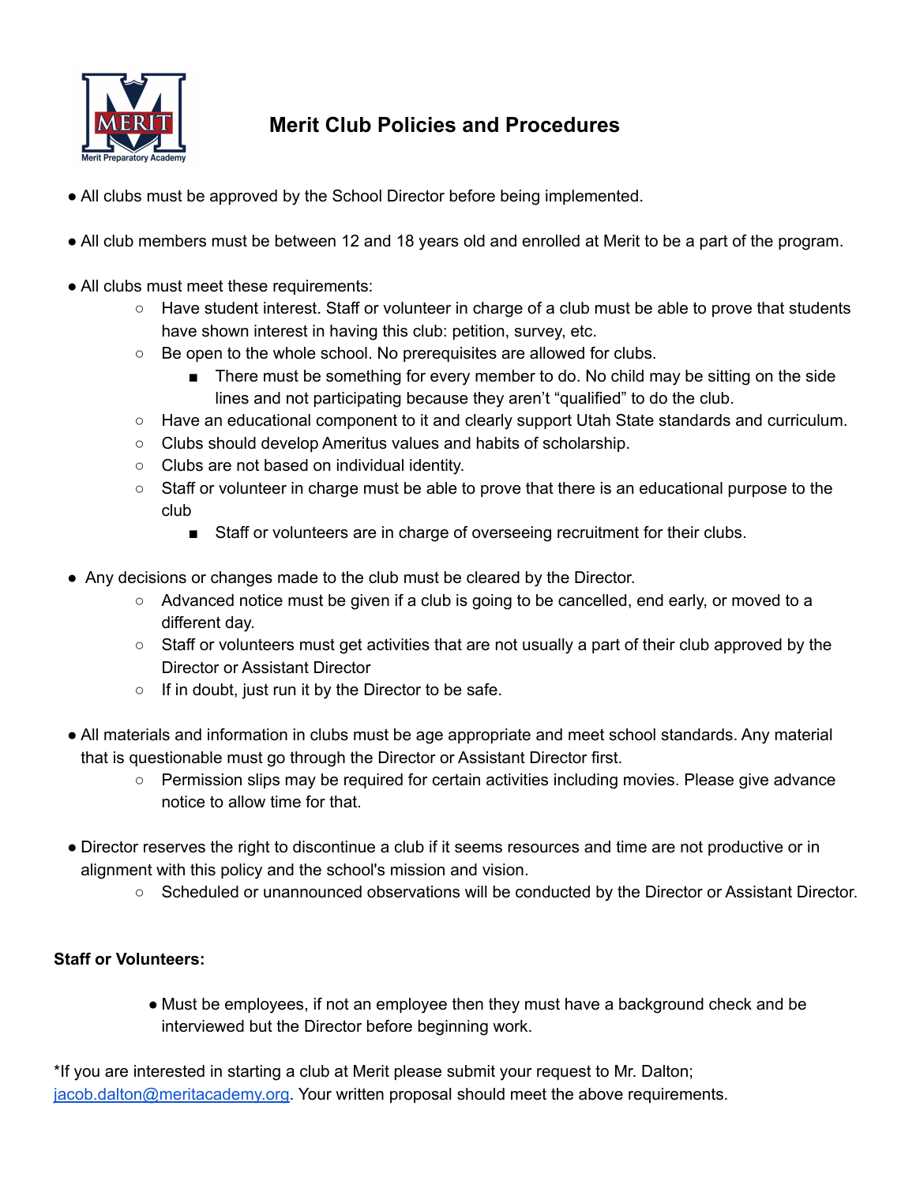# Merit Club Policies and Procedures

- All clubs must be approved by the School Director before being implemented.

- All club members must be between 12 and 18 years old and enrolled at Merit to be a part of the program.

- All clubs must meet these requirements:
    - Have student interest. Staff or volunteer in charge of a club must be able to prove that students have shown interest in having this club: petition, survey, etc.
    - Be open to the whole school. No prerequisites are allowed for clubs.
        - There must be something for every member to do. No child may be sitting on the side lines and not participating because they aren't "qualified" to do the club.
    - Have an educational component to it and clearly support Utah State standards and curriculum.
    - Clubs should develop Ameritus values and habits of scholarship.
    - Clubs are not based on individual identity.
    - Staff or volunteer in charge must be able to prove that there is an educational purpose to the club
        - Staff or volunteers are in charge of overseeing recruitment for their clubs.

- Any decisions or changes made to the club must be cleared by the Director.
    - Advanced notice must be given if a club is going to be cancelled, end early, or moved to a different day.
    - Staff or volunteers must get activities that are not usually a part of their club approved by the Director or Assistant Director
    - If in doubt, just run it by the Director to be safe.

- All materials and information in clubs must be age appropriate and meet school standards. Any material that is questionable must go through the Director or Assistant Director first.
    - Permission slips may be required for certain activities including movies. Please give advance notice to allow time for that.

- Director reserves the right to discontinue a club if it seems resources and time are not productive or in alignment with this policy and the school's mission and vision.
    - Scheduled or unannounced observations will be conducted by the Director or Assistant Director.

**Staff or Volunteers:**

- Must be employees, if not an employee then they must have a background check and be interviewed but the Director before beginning work.

*If you are interested in starting a club at Merit please submit your request to Mr. Dalton; jacob.dalton@meritacademy.org. Your written proposal should meet the above requirements.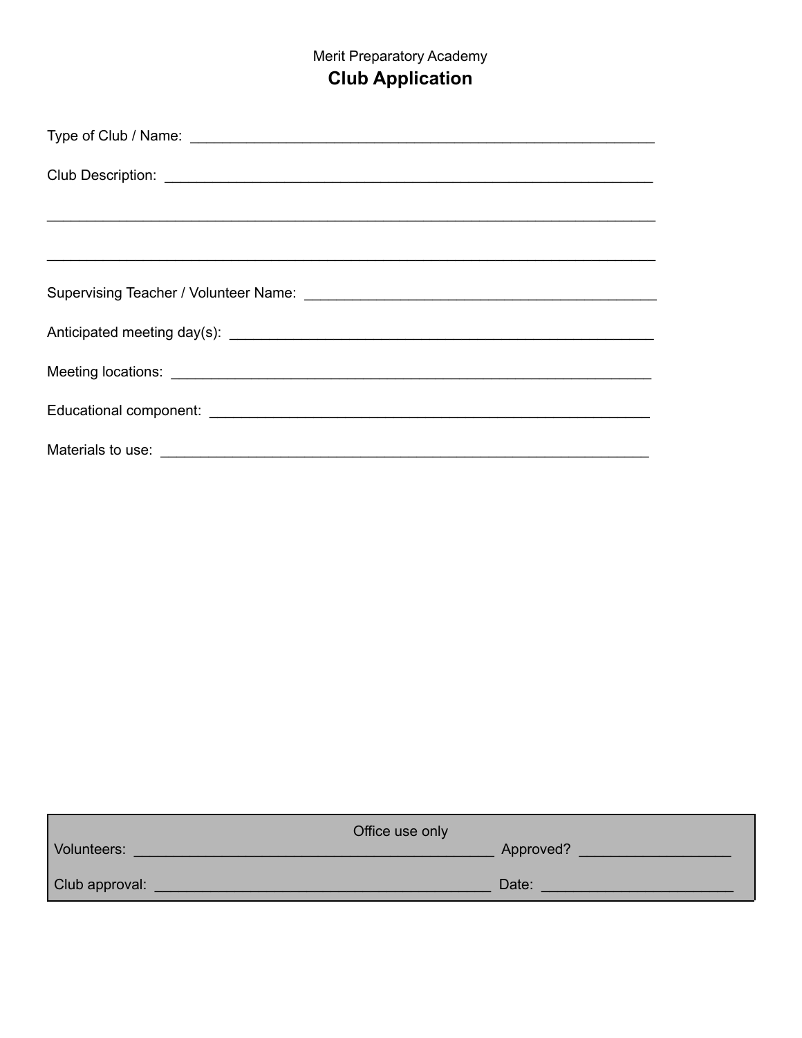Merit Preparatory Academy

# Club Application

Type of Club / Name: ____________________________________________________________

Club Description: _______________________________________________________________

_____________________________________________________________________________

_____________________________________________________________________________

Supervising Teacher / Volunteer Name: _____________________________________________

Anticipated meeting day(s): ______________________________________________________

Meeting locations: ______________________________________________________________

Educational component: _________________________________________________________

Materials to use: _______________________________________________________________

Office use only

Volunteers: _______________________________________________ Approved? ____________________

Club approval: ____________________________________________ Date: _________________________